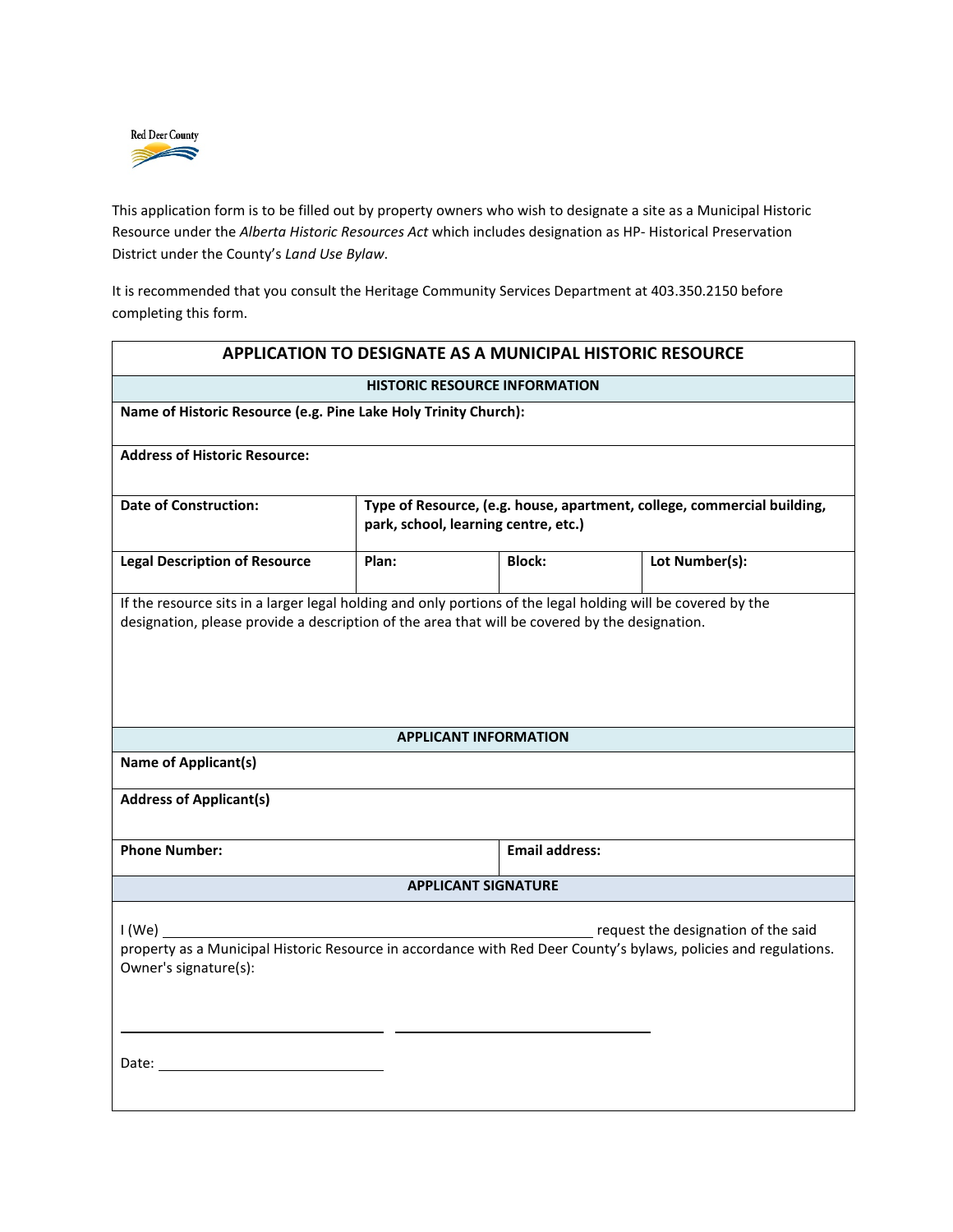Red Deer County

This application form is to be filled out by property owners who wish to designate a site as a Municipal Historic Resource under the *Alberta Historic Resources Act* which includes designation as HP- Historical Preservation District under the County's *Land Use Bylaw*.

It is recommended that you consult the Heritage Community Services Department at 403.350.2150 before completing this form.

## APPLICATION TO DESIGNATE AS A MUNICIPAL HISTORIC RESOURCE

| **HISTORIC RESOURCE INFORMATION** | | | |
|---|---|---|---|
| **Name of Historic Resource (e.g. Pine Lake Holy Trinity Church):** | | | |
| **Address of Historic Resource:** | | | |
| **Date of Construction:** | **Type of Resource, (e.g. house, apartment, college, commercial building, park, school, learning centre, etc.)** | | |
| **Legal Description of Resource** | **Plan:** | **Block:** | **Lot Number(s):** |
| If the resource sits in a larger legal holding and only portions of the legal holding will be covered by the designation, please provide a description of the area that will be covered by the designation. | | | |

| **APPLICANT INFORMATION** | |
|---|---|
| **Name of Applicant(s)** | |
| **Address of Applicant(s)** | |
| **Phone Number:** | **Email address:** |

**APPLICANT SIGNATURE**

I (We) ______________________________ request the designation of the said property as a Municipal Historic Resource in accordance with Red Deer County's bylaws, policies and regulations.

Owner's signature(s):

______________________________ ______________________________

Date: ______________________________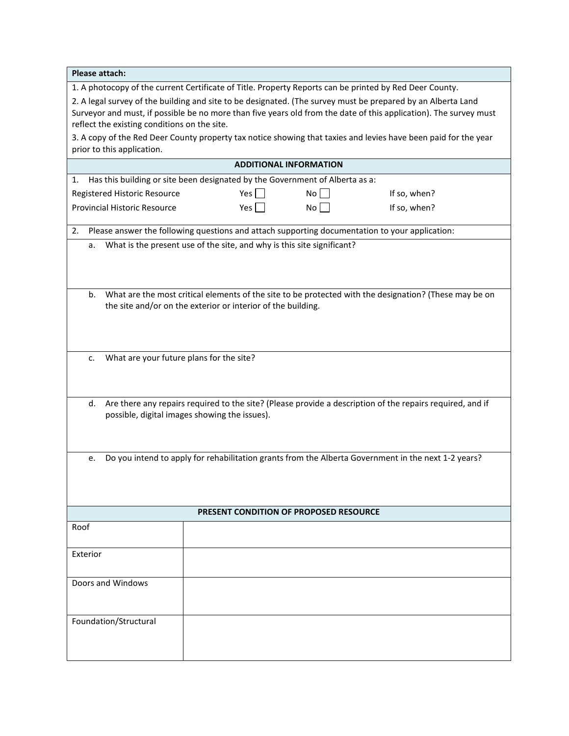**Please attach:**

1. A photocopy of the current Certificate of Title. Property Reports can be printed by Red Deer County.
2. A legal survey of the building and site to be designated. (The survey must be prepared by an Alberta Land Surveyor and must, if possible be no more than five years old from the date of this application). The survey must reflect the existing conditions on the site.
3. A copy of the Red Deer County property tax notice showing that taxies and levies have been paid for the year prior to this application.

## ADDITIONAL INFORMATION

1. Has this building or site been designated by the Government of Alberta as a:

| | | | |
|---|---|---|---|
| Registered Historic Resource | Yes ☐ | No ☐ | If so, when? |
| Provincial Historic Resource | Yes ☐ | No ☐ | If so, when? |

2. Please answer the following questions and attach supporting documentation to your application:
   a. What is the present use of the site, and why is this site significant?

   b. What are the most critical elements of the site to be protected with the designation? (These may be on the site and/or on the exterior or interior of the building.

   c. What are your future plans for the site?

   d. Are there any repairs required to the site? (Please provide a description of the repairs required, and if possible, digital images showing the issues).

   e. Do you intend to apply for rehabilitation grants from the Alberta Government in the next 1-2 years?

## PRESENT CONDITION OF PROPOSED RESOURCE

| | |
|---|---|
| Roof | |
| Exterior | |
| Doors and Windows | |
| Foundation/Structural | |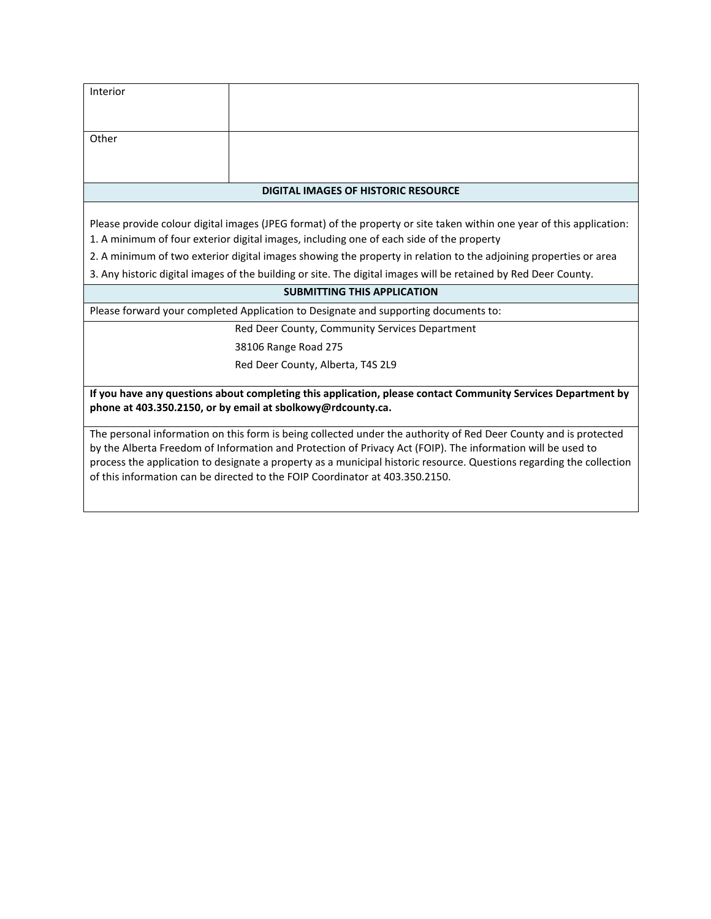| | |
|---|---|
| Interior | |
| Other | |

## DIGITAL IMAGES OF HISTORIC RESOURCE

Please provide colour digital images (JPEG format) of the property or site taken within one year of this application:

1. A minimum of four exterior digital images, including one of each side of the property
2. A minimum of two exterior digital images showing the property in relation to the adjoining properties or area
3. Any historic digital images of the building or site. The digital images will be retained by Red Deer County.

## SUBMITTING THIS APPLICATION

Please forward your completed Application to Designate and supporting documents to:

Red Deer County, Community Services Department
38106 Range Road 275
Red Deer County, Alberta, T4S 2L9

**If you have any questions about completing this application, please contact Community Services Department by phone at 403.350.2150, or by email at sbolkowy@rdcounty.ca.**

The personal information on this form is being collected under the authority of Red Deer County and is protected by the Alberta Freedom of Information and Protection of Privacy Act (FOIP). The information will be used to process the application to designate a property as a municipal historic resource. Questions regarding the collection of this information can be directed to the FOIP Coordinator at 403.350.2150.